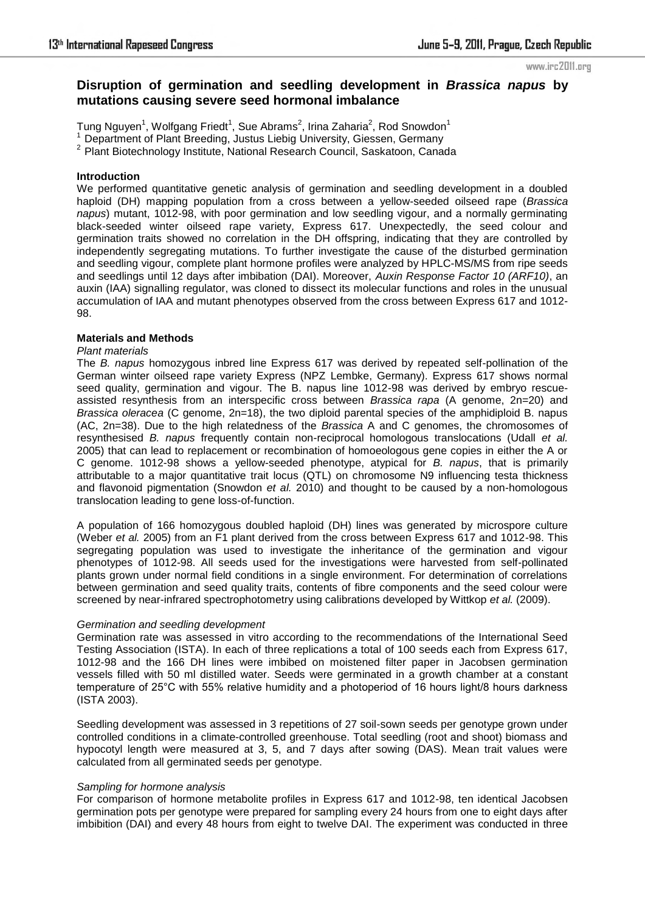# Disruption of germination and seedling development in *Brassica napus* by mutations causing severe seed hormonal imbalance

Tung Nguyen[1], Wolfgang Friedt[1], Sue Abrams[2], Irina Zaharia[2], Rod Snowdon[1]

[1] Department of Plant Breeding, Justus Liebig University, Giessen, Germany

[2] Plant Biotechnology Institute, National Research Council, Saskatoon, Canada

## Introduction

We performed quantitative genetic analysis of germination and seedling development in a doubled haploid (DH) mapping population from a cross between a yellow-seeded oilseed rape (*Brassica napus*) mutant, 1012-98, with poor germination and low seedling vigour, and a normally germinating black-seeded winter oilseed rape variety, Express 617. Unexpectedly, the seed colour and germination traits showed no correlation in the DH offspring, indicating that they are controlled by independently segregating mutations. To further investigate the cause of the disturbed germination and seedling vigour, complete plant hormone profiles were analyzed by HPLC-MS/MS from ripe seeds and seedlings until 12 days after imbibation (DAI). Moreover, *Auxin Response Factor 10 (ARF10)*, an auxin (IAA) signalling regulator, was cloned to dissect its molecular functions and roles in the unusual accumulation of IAA and mutant phenotypes observed from the cross between Express 617 and 1012-98.

## Materials and Methods

### *Plant materials*

The *B. napus* homozygous inbred line Express 617 was derived by repeated self-pollination of the German winter oilseed rape variety Express (NPZ Lembke, Germany). Express 617 shows normal seed quality, germination and vigour. The B. napus line 1012-98 was derived by embryo rescue-assisted resynthesis from an interspecific cross between *Brassica rapa* (A genome, 2n=20) and *Brassica oleracea* (C genome, 2n=18), the two diploid parental species of the amphidiploid B. napus (AC, 2n=38). Due to the high relatedness of the *Brassica* A and C genomes, the chromosomes of resynthesised *B. napus* frequently contain non-reciprocal homologous translocations (Udall *et al.* 2005) that can lead to replacement or recombination of homoeologous gene copies in either the A or C genome. 1012-98 shows a yellow-seeded phenotype, atypical for *B. napus*, that is primarily attributable to a major quantitative trait locus (QTL) on chromosome N9 influencing testa thickness and flavonoid pigmentation (Snowdon *et al.* 2010) and thought to be caused by a non-homologous translocation leading to gene loss-of-function.

A population of 166 homozygous doubled haploid (DH) lines was generated by microspore culture (Weber *et al.* 2005) from an F1 plant derived from the cross between Express 617 and 1012-98. This segregating population was used to investigate the inheritance of the germination and vigour phenotypes of 1012-98. All seeds used for the investigations were harvested from self-pollinated plants grown under normal field conditions in a single environment. For determination of correlations between germination and seed quality traits, contents of fibre components and the seed colour were screened by near-infrared spectrophotometry using calibrations developed by Wittkop *et al.* (2009).

### *Germination and seedling development*

Germination rate was assessed in vitro according to the recommendations of the International Seed Testing Association (ISTA). In each of three replications a total of 100 seeds each from Express 617, 1012-98 and the 166 DH lines were imbibed on moistened filter paper in Jacobsen germination vessels filled with 50 ml distilled water. Seeds were germinated in a growth chamber at a constant temperature of 25°C with 55% relative humidity and a photoperiod of 16 hours light/8 hours darkness (ISTA 2003).

Seedling development was assessed in 3 repetitions of 27 soil-sown seeds per genotype grown under controlled conditions in a climate-controlled greenhouse. Total seedling (root and shoot) biomass and hypocotyl length were measured at 3, 5, and 7 days after sowing (DAS). Mean trait values were calculated from all germinated seeds per genotype.

### *Sampling for hormone analysis*

For comparison of hormone metabolite profiles in Express 617 and 1012-98, ten identical Jacobsen germination pots per genotype were prepared for sampling every 24 hours from one to eight days after imbibition (DAI) and every 48 hours from eight to twelve DAI. The experiment was conducted in three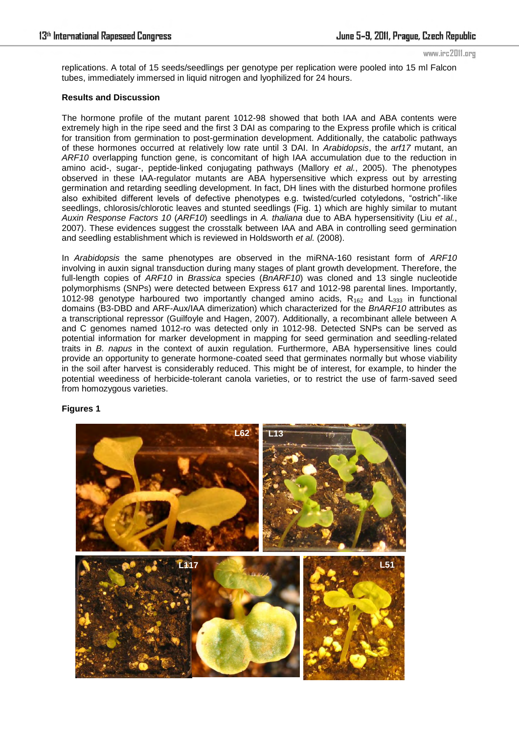replications. A total of 15 seeds/seedlings per genotype per replication were pooled into 15 ml Falcon tubes, immediately immersed in liquid nitrogen and lyophilized for 24 hours.

**Results and Discussion**

The hormone profile of the mutant parent 1012-98 showed that both IAA and ABA contents were extremely high in the ripe seed and the first 3 DAI as comparing to the Express profile which is critical for transition from germination to post-germination development. Additionally, the catabolic pathways of these hormones occurred at relatively low rate until 3 DAI. In *Arabidopsis*, the *arf17* mutant, an *ARF10* overlapping function gene, is concomitant of high IAA accumulation due to the reduction in amino acid-, sugar-, peptide-linked conjugating pathways (Mallory *et al.*, 2005). The phenotypes observed in these IAA-regulator mutants are ABA hypersensitive which express out by arresting germination and retarding seedling development. In fact, DH lines with the disturbed hormone profiles also exhibited different levels of defective phenotypes e.g. twisted/curled cotyledons, "ostrich"-like seedlings, chlorosis/chlorotic leaves and stunted seedlings (Fig. 1) which are highly similar to mutant *Auxin Response Factors 10* (*ARF10*) seedlings in *A. thaliana* due to ABA hypersensitivity (Liu *et al.*, 2007). These evidences suggest the crosstalk between IAA and ABA in controlling seed germination and seedling establishment which is reviewed in Holdsworth *et al.* (2008).

In *Arabidopsis* the same phenotypes are observed in the miRNA-160 resistant form of *ARF10* involving in auxin signal transduction during many stages of plant growth development. Therefore, the full-length copies of *ARF10* in *Brassica* species (*BnARF10*) was cloned and 13 single nucleotide polymorphisms (SNPs) were detected between Express 617 and 1012-98 parental lines. Importantly, 1012-98 genotype harboured two importantly changed amino acids, $R_{162}$ and $L_{333}$ in functional domains (B3-DBD and ARF-Aux/IAA dimerization) which characterized for the *BnARF10* attributes as a transcriptional repressor (Guilfoyle and Hagen, 2007). Additionally, a recombinant allele between A and C genomes named 1012-ro was detected only in 1012-98. Detected SNPs can be served as potential information for marker development in mapping for seed germination and seedling-related traits in *B. napus* in the context of auxin regulation. Furthermore, ABA hypersensitive lines could provide an opportunity to generate hormone-coated seed that germinates normally but whose viability in the soil after harvest is considerably reduced. This might be of interest, for example, to hinder the potential weediness of herbicide-tolerant canola varieties, or to restrict the use of farm-saved seed from homozygous varieties.

**Figures 1**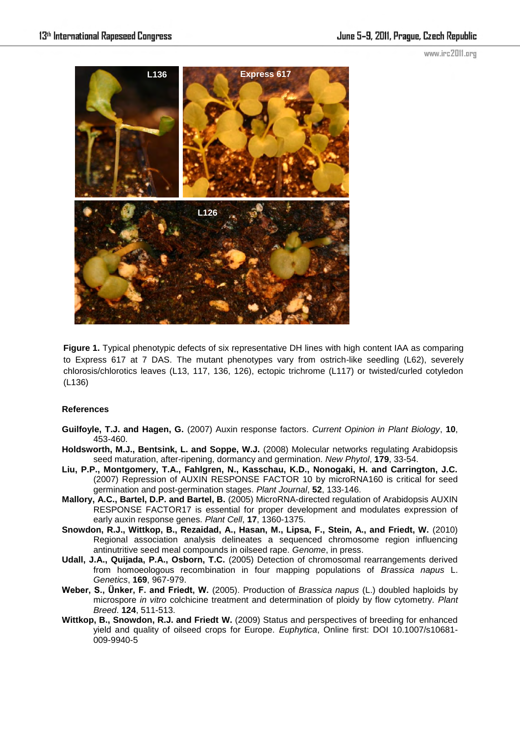**Figure 1.** Typical phenotypic defects of six representative DH lines with high content IAA as comparing to Express 617 at 7 DAS. The mutant phenotypes vary from ostrich-like seedling (L62), severely chlorosis/chlorotics leaves (L13, 117, 136, 126), ectopic trichrome (L117) or twisted/curled cotyledon (L136)

## References

**Guilfoyle, T.J. and Hagen, G.** (2007) Auxin response factors. *Current Opinion in Plant Biology*, **10**, 453-460.

**Holdsworth, M.J., Bentsink, L. and Soppe, W.J.** (2008) Molecular networks regulating Arabidopsis seed maturation, after-ripening, dormancy and germination. *New Phytol*, **179**, 33-54.

**Liu, P.P., Montgomery, T.A., Fahlgren, N., Kasschau, K.D., Nonogaki, H. and Carrington, J.C.** (2007) Repression of AUXIN RESPONSE FACTOR 10 by microRNA160 is critical for seed germination and post-germination stages. *Plant Journal*, **52**, 133-146.

**Mallory, A.C., Bartel, D.P. and Bartel, B.** (2005) MicroRNA-directed regulation of Arabidopsis AUXIN RESPONSE FACTOR17 is essential for proper development and modulates expression of early auxin response genes. *Plant Cell*, **17**, 1360-1375.

**Snowdon, R.J., Wittkop, B., Rezaidad, A., Hasan, M., Lipsa, F., Stein, A., and Friedt, W.** (2010) Regional association analysis delineates a sequenced chromosome region influencing antinutritive seed meal compounds in oilseed rape. *Genome*, in press.

**Udall, J.A., Quijada, P.A., Osborn, T.C.** (2005) Detection of chromosomal rearrangements derived from homoeologous recombination in four mapping populations of *Brassica napus* L. *Genetics*, **169**, 967-979.

**Weber, S., Ünker, F. and Friedt, W.** (2005). Production of *Brassica napus* (L.) doubled haploids by microspore *in vitro* colchicine treatment and determination of ploidy by flow cytometry. *Plant Breed*. **124**, 511-513.

**Wittkop, B., Snowdon, R.J. and Friedt W.** (2009) Status and perspectives of breeding for enhanced yield and quality of oilseed crops for Europe. *Euphytica*, Online first: DOI 10.1007/s10681-009-9940-5